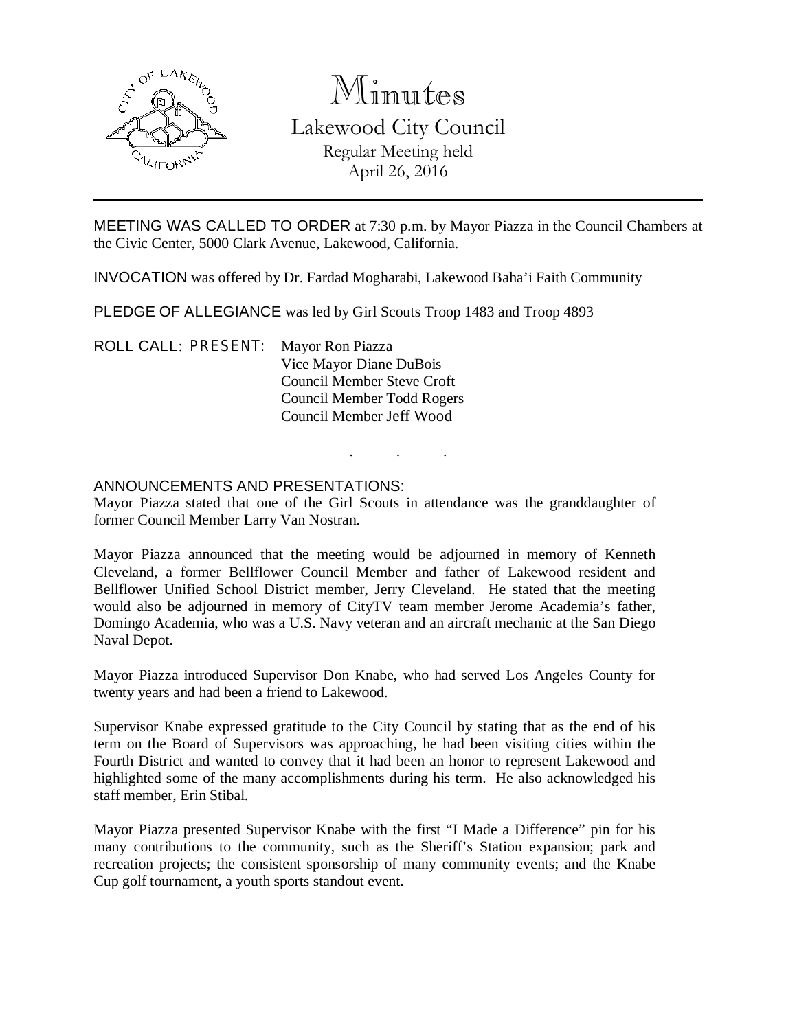# Minutes

## Lakewood City Council

Regular Meeting held
April 26, 2016

---

MEETING WAS CALLED TO ORDER at 7:30 p.m. by Mayor Piazza in the Council Chambers at the Civic Center, 5000 Clark Avenue, Lakewood, California.

INVOCATION was offered by Dr. Fardad Mogharabi, Lakewood Baha'i Faith Community

PLEDGE OF ALLEGIANCE was led by Girl Scouts Troop 1483 and Troop 4893

ROLL CALL: PRESENT: Mayor Ron Piazza
Vice Mayor Diane DuBois
Council Member Steve Croft
Council Member Todd Rogers
Council Member Jeff Wood

. . .

ANNOUNCEMENTS AND PRESENTATIONS:

Mayor Piazza stated that one of the Girl Scouts in attendance was the granddaughter of former Council Member Larry Van Nostran.

Mayor Piazza announced that the meeting would be adjourned in memory of Kenneth Cleveland, a former Bellflower Council Member and father of Lakewood resident and Bellflower Unified School District member, Jerry Cleveland. He stated that the meeting would also be adjourned in memory of CityTV team member Jerome Academia's father, Domingo Academia, who was a U.S. Navy veteran and an aircraft mechanic at the San Diego Naval Depot.

Mayor Piazza introduced Supervisor Don Knabe, who had served Los Angeles County for twenty years and had been a friend to Lakewood.

Supervisor Knabe expressed gratitude to the City Council by stating that as the end of his term on the Board of Supervisors was approaching, he had been visiting cities within the Fourth District and wanted to convey that it had been an honor to represent Lakewood and highlighted some of the many accomplishments during his term. He also acknowledged his staff member, Erin Stibal.

Mayor Piazza presented Supervisor Knabe with the first "I Made a Difference" pin for his many contributions to the community, such as the Sheriff's Station expansion; park and recreation projects; the consistent sponsorship of many community events; and the Knabe Cup golf tournament, a youth sports standout event.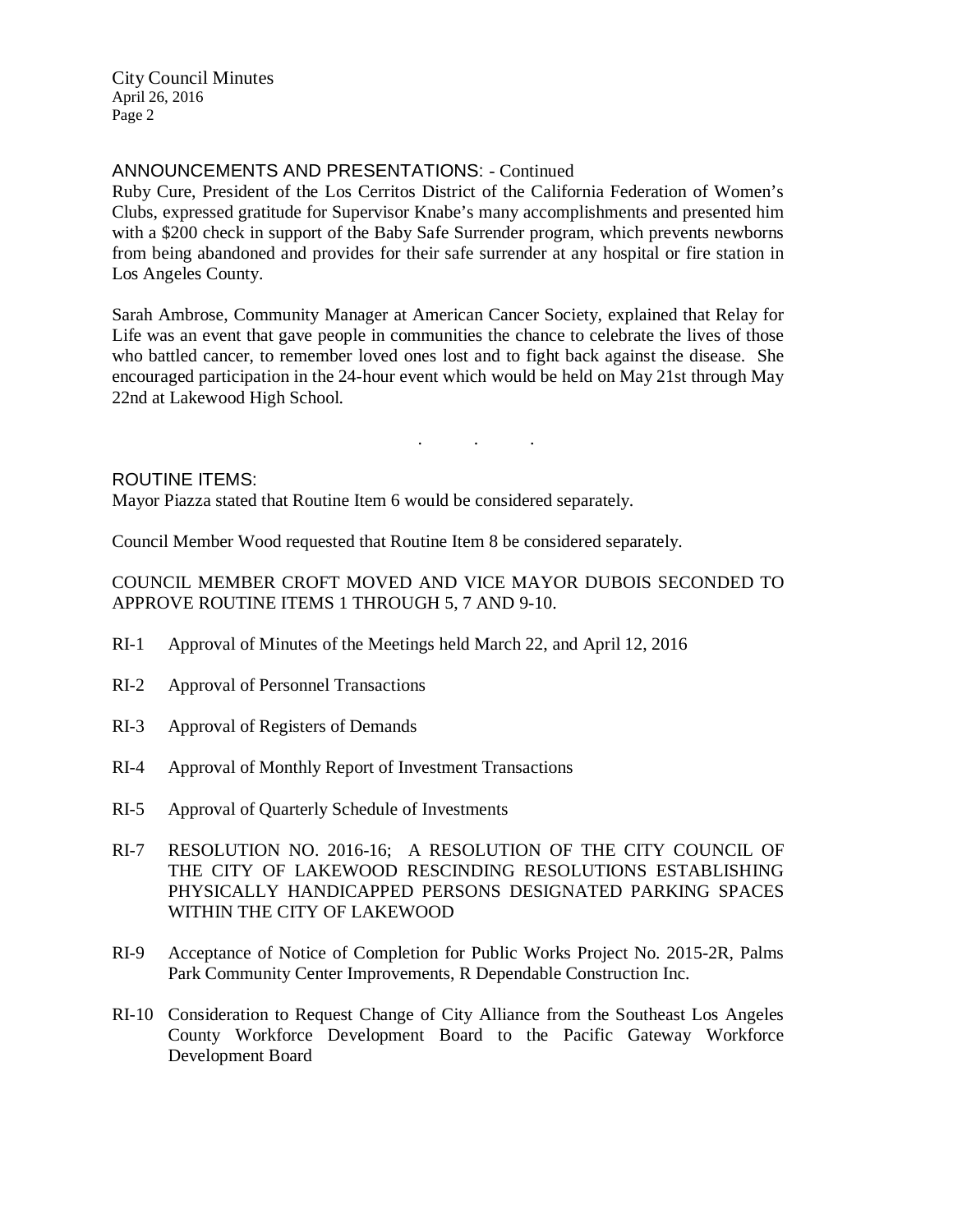ANNOUNCEMENTS AND PRESENTATIONS: - Continued

Ruby Cure, President of the Los Cerritos District of the California Federation of Women's Clubs, expressed gratitude for Supervisor Knabe's many accomplishments and presented him with a $200 check in support of the Baby Safe Surrender program, which prevents newborns from being abandoned and provides for their safe surrender at any hospital or fire station in Los Angeles County.

Sarah Ambrose, Community Manager at American Cancer Society, explained that Relay for Life was an event that gave people in communities the chance to celebrate the lives of those who battled cancer, to remember loved ones lost and to fight back against the disease. She encouraged participation in the 24-hour event which would be held on May 21st through May 22nd at Lakewood High School.

. . .

ROUTINE ITEMS:

Mayor Piazza stated that Routine Item 6 would be considered separately.

Council Member Wood requested that Routine Item 8 be considered separately.

COUNCIL MEMBER CROFT MOVED AND VICE MAYOR DUBOIS SECONDED TO APPROVE ROUTINE ITEMS 1 THROUGH 5, 7 AND 9-10.

RI-1 Approval of Minutes of the Meetings held March 22, and April 12, 2016

RI-2 Approval of Personnel Transactions

RI-3 Approval of Registers of Demands

RI-4 Approval of Monthly Report of Investment Transactions

RI-5 Approval of Quarterly Schedule of Investments

RI-7 RESOLUTION NO. 2016-16; A RESOLUTION OF THE CITY COUNCIL OF THE CITY OF LAKEWOOD RESCINDING RESOLUTIONS ESTABLISHING PHYSICALLY HANDICAPPED PERSONS DESIGNATED PARKING SPACES WITHIN THE CITY OF LAKEWOOD

RI-9 Acceptance of Notice of Completion for Public Works Project No. 2015-2R, Palms Park Community Center Improvements, R Dependable Construction Inc.

RI-10 Consideration to Request Change of City Alliance from the Southeast Los Angeles County Workforce Development Board to the Pacific Gateway Workforce Development Board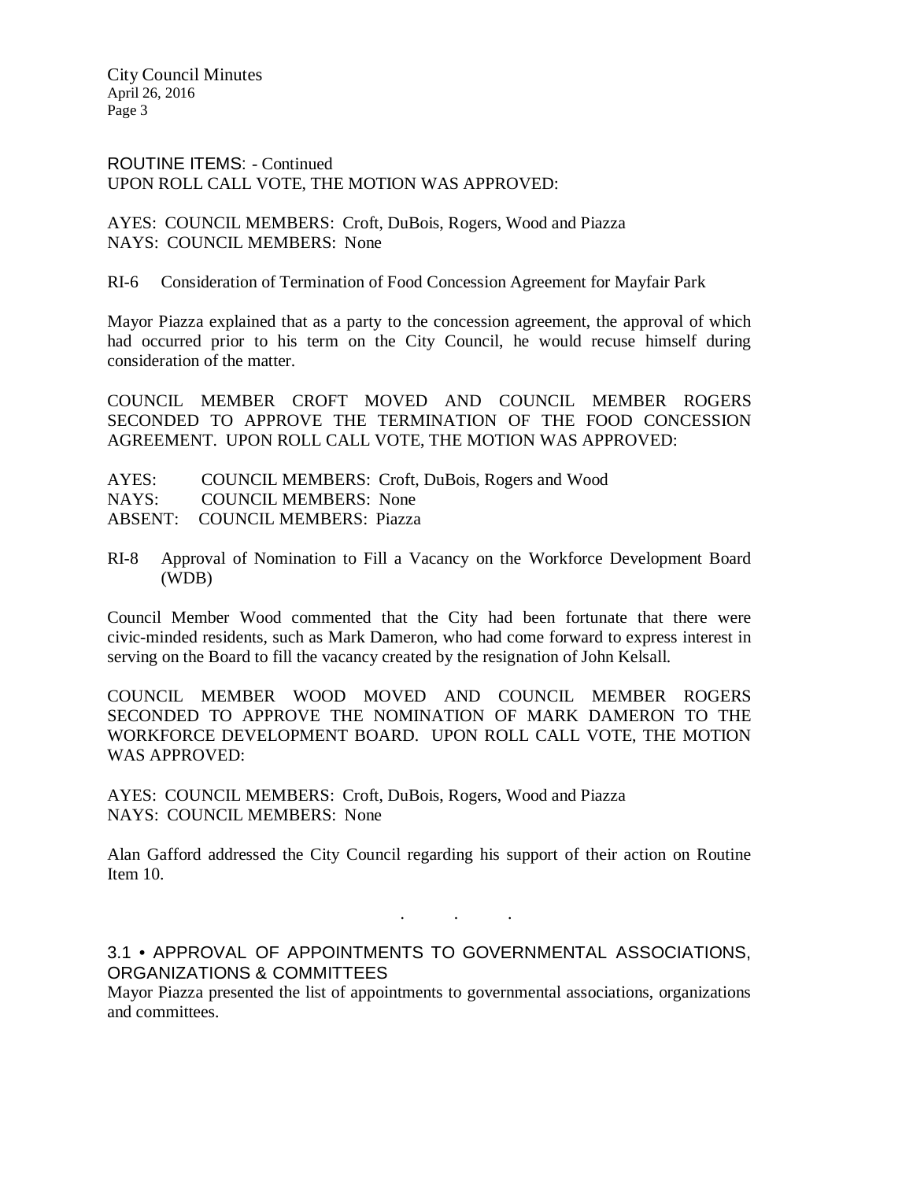ROUTINE ITEMS: - Continued
UPON ROLL CALL VOTE, THE MOTION WAS APPROVED:

AYES: COUNCIL MEMBERS: Croft, DuBois, Rogers, Wood and Piazza
NAYS: COUNCIL MEMBERS: None

RI-6 Consideration of Termination of Food Concession Agreement for Mayfair Park

Mayor Piazza explained that as a party to the concession agreement, the approval of which had occurred prior to his term on the City Council, he would recuse himself during consideration of the matter.

COUNCIL MEMBER CROFT MOVED AND COUNCIL MEMBER ROGERS SECONDED TO APPROVE THE TERMINATION OF THE FOOD CONCESSION AGREEMENT. UPON ROLL CALL VOTE, THE MOTION WAS APPROVED:

AYES: COUNCIL MEMBERS: Croft, DuBois, Rogers and Wood
NAYS: COUNCIL MEMBERS: None
ABSENT: COUNCIL MEMBERS: Piazza

RI-8 Approval of Nomination to Fill a Vacancy on the Workforce Development Board (WDB)

Council Member Wood commented that the City had been fortunate that there were civic-minded residents, such as Mark Dameron, who had come forward to express interest in serving on the Board to fill the vacancy created by the resignation of John Kelsall.

COUNCIL MEMBER WOOD MOVED AND COUNCIL MEMBER ROGERS SECONDED TO APPROVE THE NOMINATION OF MARK DAMERON TO THE WORKFORCE DEVELOPMENT BOARD. UPON ROLL CALL VOTE, THE MOTION WAS APPROVED:

AYES: COUNCIL MEMBERS: Croft, DuBois, Rogers, Wood and Piazza
NAYS: COUNCIL MEMBERS: None

Alan Gafford addressed the City Council regarding his support of their action on Routine Item 10.

. . .

## 3.1 • APPROVAL OF APPOINTMENTS TO GOVERNMENTAL ASSOCIATIONS, ORGANIZATIONS & COMMITTEES

Mayor Piazza presented the list of appointments to governmental associations, organizations and committees.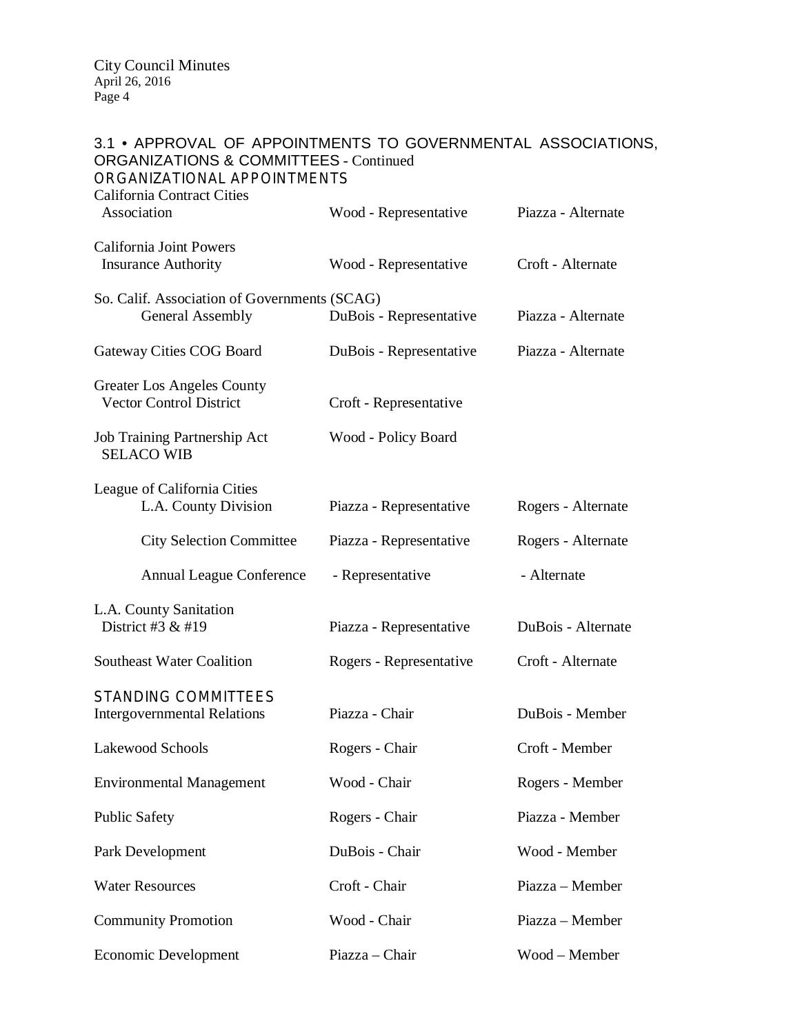## 3.1 • APPROVAL OF APPOINTMENTS TO GOVERNMENTAL ASSOCIATIONS, ORGANIZATIONS & COMMITTEES - Continued

### ORGANIZATIONAL APPOINTMENTS

| | | |
|---|---|---|
| California Contract Cities Association | Wood - Representative | Piazza - Alternate |
| California Joint Powers Insurance Authority | Wood - Representative | Croft - Alternate |
| So. Calif. Association of Governments (SCAG) General Assembly | DuBois - Representative | Piazza - Alternate |
| Gateway Cities COG Board | DuBois - Representative | Piazza - Alternate |
| Greater Los Angeles County Vector Control District | Croft - Representative | |
| Job Training Partnership Act SELACO WIB | Wood - Policy Board | |
| League of California Cities L.A. County Division | Piazza - Representative | Rogers - Alternate |
| City Selection Committee | Piazza - Representative | Rogers - Alternate |
| Annual League Conference | - Representative | - Alternate |
| L.A. County Sanitation District #3 & #19 | Piazza - Representative | DuBois - Alternate |
| Southeast Water Coalition | Rogers - Representative | Croft - Alternate |

### STANDING COMMITTEES

| | | |
|---|---|---|
| Intergovernmental Relations | Piazza - Chair | DuBois - Member |
| Lakewood Schools | Rogers - Chair | Croft - Member |
| Environmental Management | Wood - Chair | Rogers - Member |
| Public Safety | Rogers - Chair | Piazza - Member |
| Park Development | DuBois - Chair | Wood - Member |
| Water Resources | Croft - Chair | Piazza – Member |
| Community Promotion | Wood - Chair | Piazza – Member |
| Economic Development | Piazza – Chair | Wood – Member |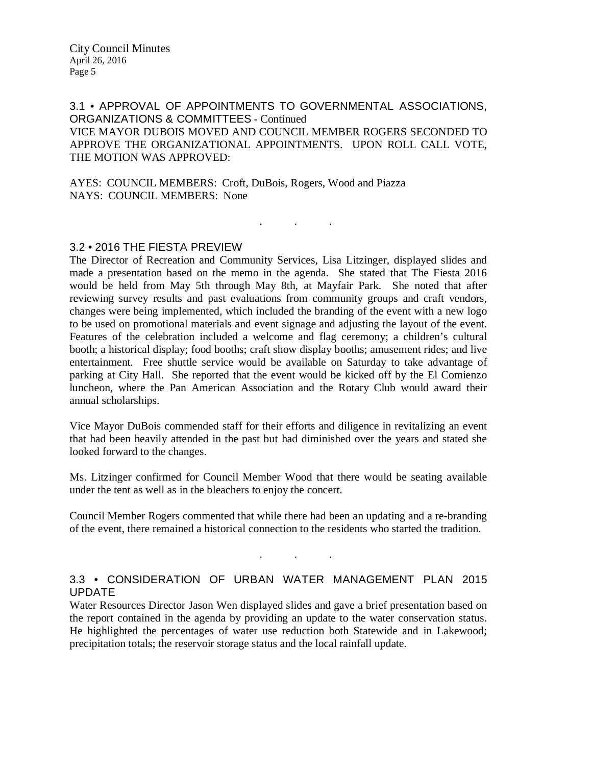### 3.1 • APPROVAL OF APPOINTMENTS TO GOVERNMENTAL ASSOCIATIONS, ORGANIZATIONS & COMMITTEES - Continued

VICE MAYOR DUBOIS MOVED AND COUNCIL MEMBER ROGERS SECONDED TO APPROVE THE ORGANIZATIONAL APPOINTMENTS. UPON ROLL CALL VOTE, THE MOTION WAS APPROVED:

AYES: COUNCIL MEMBERS: Croft, DuBois, Rogers, Wood and Piazza
NAYS: COUNCIL MEMBERS: None

. . .

### 3.2 • 2016 THE FIESTA PREVIEW

The Director of Recreation and Community Services, Lisa Litzinger, displayed slides and made a presentation based on the memo in the agenda. She stated that The Fiesta 2016 would be held from May 5th through May 8th, at Mayfair Park. She noted that after reviewing survey results and past evaluations from community groups and craft vendors, changes were being implemented, which included the branding of the event with a new logo to be used on promotional materials and event signage and adjusting the layout of the event. Features of the celebration included a welcome and flag ceremony; a children's cultural booth; a historical display; food booths; craft show display booths; amusement rides; and live entertainment. Free shuttle service would be available on Saturday to take advantage of parking at City Hall. She reported that the event would be kicked off by the El Comienzo luncheon, where the Pan American Association and the Rotary Club would award their annual scholarships.

Vice Mayor DuBois commended staff for their efforts and diligence in revitalizing an event that had been heavily attended in the past but had diminished over the years and stated she looked forward to the changes.

Ms. Litzinger confirmed for Council Member Wood that there would be seating available under the tent as well as in the bleachers to enjoy the concert.

Council Member Rogers commented that while there had been an updating and a re-branding of the event, there remained a historical connection to the residents who started the tradition.

. . .

### 3.3 • CONSIDERATION OF URBAN WATER MANAGEMENT PLAN 2015 UPDATE

Water Resources Director Jason Wen displayed slides and gave a brief presentation based on the report contained in the agenda by providing an update to the water conservation status. He highlighted the percentages of water use reduction both Statewide and in Lakewood; precipitation totals; the reservoir storage status and the local rainfall update.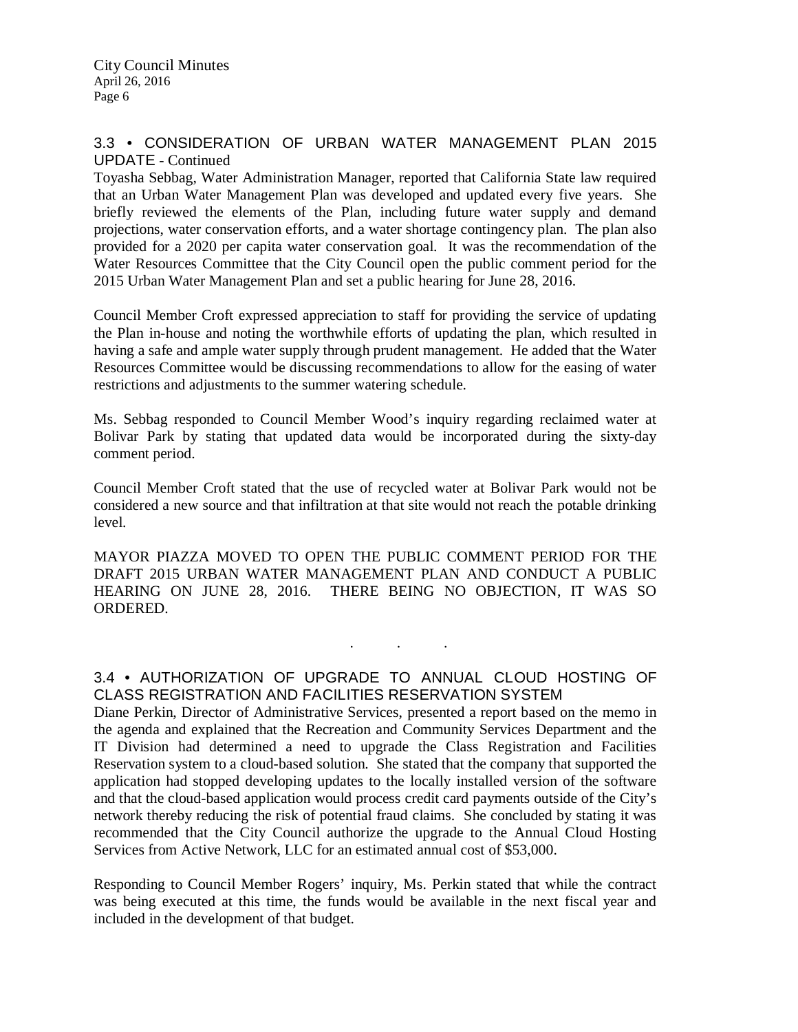## 3.3 • CONSIDERATION OF URBAN WATER MANAGEMENT PLAN 2015 UPDATE - Continued

Toyasha Sebbag, Water Administration Manager, reported that California State law required that an Urban Water Management Plan was developed and updated every five years. She briefly reviewed the elements of the Plan, including future water supply and demand projections, water conservation efforts, and a water shortage contingency plan. The plan also provided for a 2020 per capita water conservation goal. It was the recommendation of the Water Resources Committee that the City Council open the public comment period for the 2015 Urban Water Management Plan and set a public hearing for June 28, 2016.

Council Member Croft expressed appreciation to staff for providing the service of updating the Plan in-house and noting the worthwhile efforts of updating the plan, which resulted in having a safe and ample water supply through prudent management. He added that the Water Resources Committee would be discussing recommendations to allow for the easing of water restrictions and adjustments to the summer watering schedule.

Ms. Sebbag responded to Council Member Wood's inquiry regarding reclaimed water at Bolivar Park by stating that updated data would be incorporated during the sixty-day comment period.

Council Member Croft stated that the use of recycled water at Bolivar Park would not be considered a new source and that infiltration at that site would not reach the potable drinking level.

MAYOR PIAZZA MOVED TO OPEN THE PUBLIC COMMENT PERIOD FOR THE DRAFT 2015 URBAN WATER MANAGEMENT PLAN AND CONDUCT A PUBLIC HEARING ON JUNE 28, 2016. THERE BEING NO OBJECTION, IT WAS SO ORDERED.

. . .

## 3.4 • AUTHORIZATION OF UPGRADE TO ANNUAL CLOUD HOSTING OF CLASS REGISTRATION AND FACILITIES RESERVATION SYSTEM

Diane Perkin, Director of Administrative Services, presented a report based on the memo in the agenda and explained that the Recreation and Community Services Department and the IT Division had determined a need to upgrade the Class Registration and Facilities Reservation system to a cloud-based solution. She stated that the company that supported the application had stopped developing updates to the locally installed version of the software and that the cloud-based application would process credit card payments outside of the City's network thereby reducing the risk of potential fraud claims. She concluded by stating it was recommended that the City Council authorize the upgrade to the Annual Cloud Hosting Services from Active Network, LLC for an estimated annual cost of $53,000.

Responding to Council Member Rogers' inquiry, Ms. Perkin stated that while the contract was being executed at this time, the funds would be available in the next fiscal year and included in the development of that budget.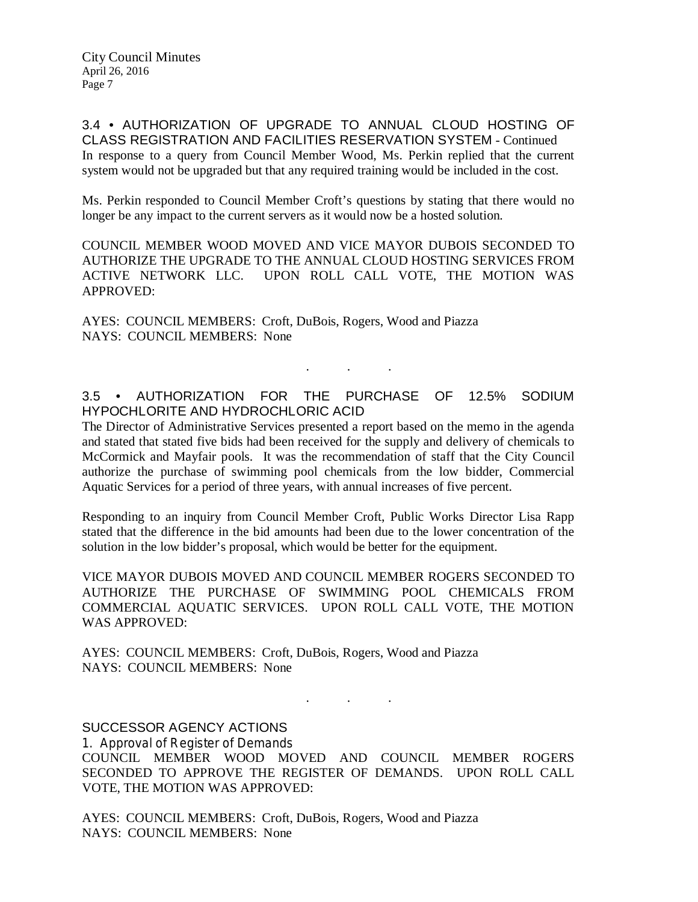## 3.4 • AUTHORIZATION OF UPGRADE TO ANNUAL CLOUD HOSTING OF CLASS REGISTRATION AND FACILITIES RESERVATION SYSTEM - Continued

In response to a query from Council Member Wood, Ms. Perkin replied that the current system would not be upgraded but that any required training would be included in the cost.

Ms. Perkin responded to Council Member Croft's questions by stating that there would no longer be any impact to the current servers as it would now be a hosted solution.

COUNCIL MEMBER WOOD MOVED AND VICE MAYOR DUBOIS SECONDED TO AUTHORIZE THE UPGRADE TO THE ANNUAL CLOUD HOSTING SERVICES FROM ACTIVE NETWORK LLC. UPON ROLL CALL VOTE, THE MOTION WAS APPROVED:

AYES: COUNCIL MEMBERS: Croft, DuBois, Rogers, Wood and Piazza
NAYS: COUNCIL MEMBERS: None

. . .

## 3.5 • AUTHORIZATION FOR THE PURCHASE OF 12.5% SODIUM HYPOCHLORITE AND HYDROCHLORIC ACID

The Director of Administrative Services presented a report based on the memo in the agenda and stated that stated five bids had been received for the supply and delivery of chemicals to McCormick and Mayfair pools. It was the recommendation of staff that the City Council authorize the purchase of swimming pool chemicals from the low bidder, Commercial Aquatic Services for a period of three years, with annual increases of five percent.

Responding to an inquiry from Council Member Croft, Public Works Director Lisa Rapp stated that the difference in the bid amounts had been due to the lower concentration of the solution in the low bidder's proposal, which would be better for the equipment.

VICE MAYOR DUBOIS MOVED AND COUNCIL MEMBER ROGERS SECONDED TO AUTHORIZE THE PURCHASE OF SWIMMING POOL CHEMICALS FROM COMMERCIAL AQUATIC SERVICES. UPON ROLL CALL VOTE, THE MOTION WAS APPROVED:

AYES: COUNCIL MEMBERS: Croft, DuBois, Rogers, Wood and Piazza
NAYS: COUNCIL MEMBERS: None

. . .

## SUCCESSOR AGENCY ACTIONS

### 1. Approval of Register of Demands

COUNCIL MEMBER WOOD MOVED AND COUNCIL MEMBER ROGERS SECONDED TO APPROVE THE REGISTER OF DEMANDS. UPON ROLL CALL VOTE, THE MOTION WAS APPROVED:

AYES: COUNCIL MEMBERS: Croft, DuBois, Rogers, Wood and Piazza
NAYS: COUNCIL MEMBERS: None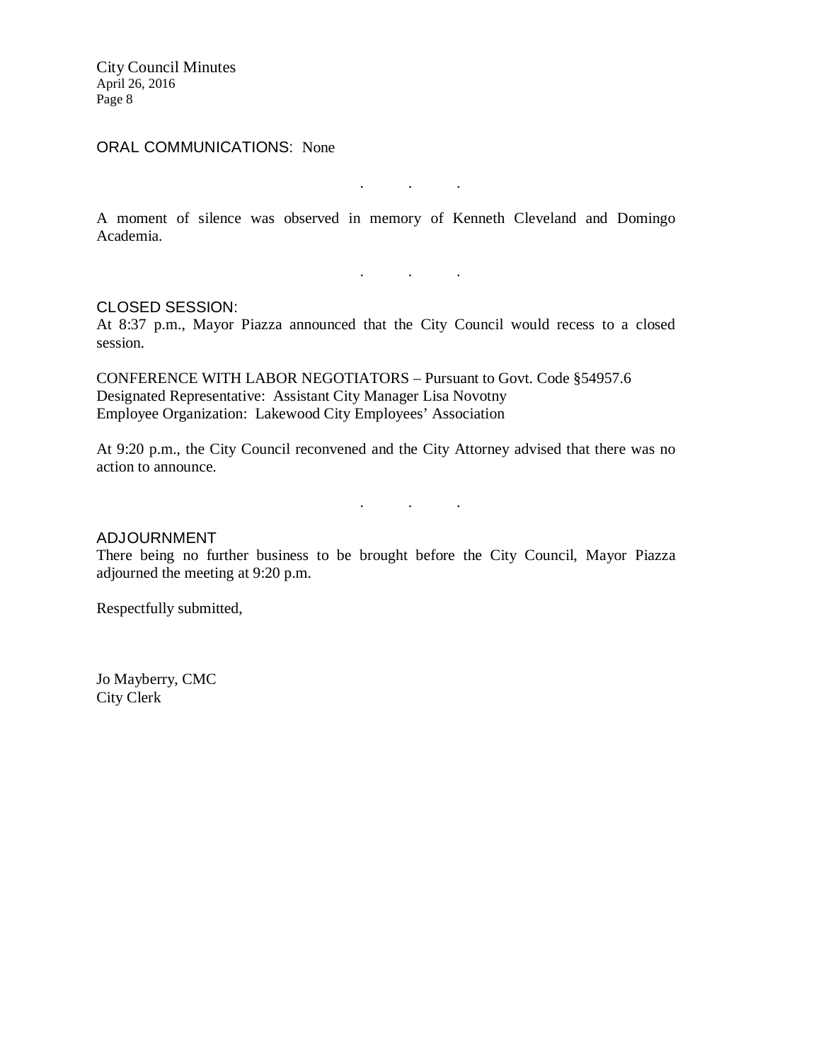ORAL COMMUNICATIONS: None

. . .

A moment of silence was observed in memory of Kenneth Cleveland and Domingo Academia.

. . .

## CLOSED SESSION:

At 8:37 p.m., Mayor Piazza announced that the City Council would recess to a closed session.

CONFERENCE WITH LABOR NEGOTIATORS – Pursuant to Govt. Code §54957.6
Designated Representative: Assistant City Manager Lisa Novotny
Employee Organization: Lakewood City Employees' Association

At 9:20 p.m., the City Council reconvened and the City Attorney advised that there was no action to announce.

. . .

## ADJOURNMENT

There being no further business to be brought before the City Council, Mayor Piazza adjourned the meeting at 9:20 p.m.

Respectfully submitted,

Jo Mayberry, CMC
City Clerk